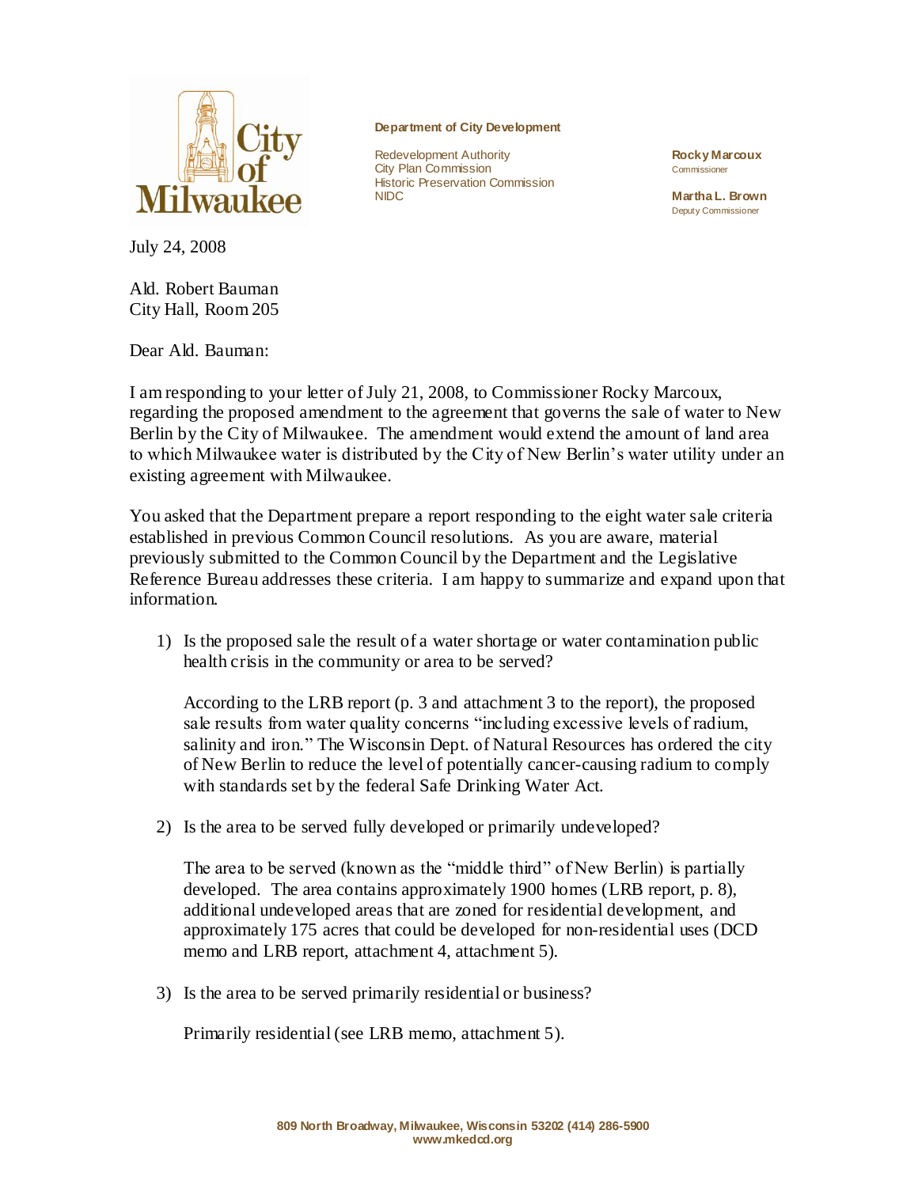**Department of City Development**

Redevelopment Authority
City Plan Commission
Historic Preservation Commission
NIDC

**Rocky Marcoux**
Commissioner

**Martha L. Brown**
Deputy Commissioner

July 24, 2008

Ald. Robert Bauman
City Hall, Room 205

Dear Ald. Bauman:

I am responding to your letter of July 21, 2008, to Commissioner Rocky Marcoux, regarding the proposed amendment to the agreement that governs the sale of water to New Berlin by the City of Milwaukee. The amendment would extend the amount of land area to which Milwaukee water is distributed by the City of New Berlin's water utility under an existing agreement with Milwaukee.

You asked that the Department prepare a report responding to the eight water sale criteria established in previous Common Council resolutions. As you are aware, material previously submitted to the Common Council by the Department and the Legislative Reference Bureau addresses these criteria. I am happy to summarize and expand upon that information.

1) Is the proposed sale the result of a water shortage or water contamination public health crisis in the community or area to be served?

   According to the LRB report (p. 3 and attachment 3 to the report), the proposed sale results from water quality concerns "including excessive levels of radium, salinity and iron." The Wisconsin Dept. of Natural Resources has ordered the city of New Berlin to reduce the level of potentially cancer-causing radium to comply with standards set by the federal Safe Drinking Water Act.

2) Is the area to be served fully developed or primarily undeveloped?

   The area to be served (known as the "middle third" of New Berlin) is partially developed. The area contains approximately 1900 homes (LRB report, p. 8), additional undeveloped areas that are zoned for residential development, and approximately 175 acres that could be developed for non-residential uses (DCD memo and LRB report, attachment 4, attachment 5).

3) Is the area to be served primarily residential or business?

   Primarily residential (see LRB memo, attachment 5).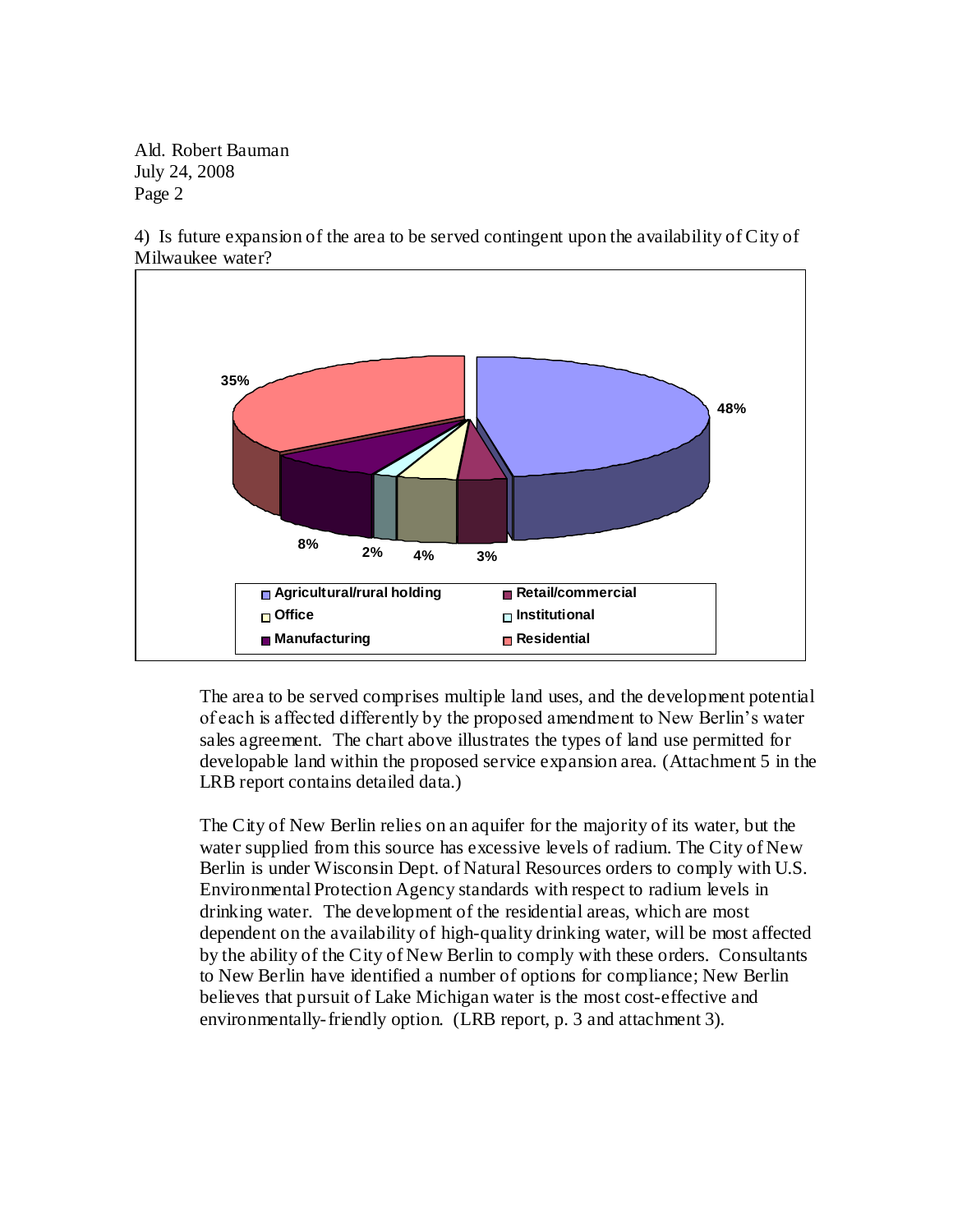4) Is future expansion of the area to be served contingent upon the availability of City of Milwaukee water?

| Land use | Percentage |
| --- | --- |
| Agricultural/rural holding | 48% |
| Retail/commercial | 3% |
| Office | 4% |
| Institutional | 2% |
| Manufacturing | 8% |
| Residential | 35% |

The area to be served comprises multiple land uses, and the development potential of each is affected differently by the proposed amendment to New Berlin's water sales agreement. The chart above illustrates the types of land use permitted for developable land within the proposed service expansion area. (Attachment 5 in the LRB report contains detailed data.)

The City of New Berlin relies on an aquifer for the majority of its water, but the water supplied from this source has excessive levels of radium. The City of New Berlin is under Wisconsin Dept. of Natural Resources orders to comply with U.S. Environmental Protection Agency standards with respect to radium levels in drinking water. The development of the residential areas, which are most dependent on the availability of high-quality drinking water, will be most affected by the ability of the City of New Berlin to comply with these orders. Consultants to New Berlin have identified a number of options for compliance; New Berlin believes that pursuit of Lake Michigan water is the most cost-effective and environmentally-friendly option. (LRB report, p. 3 and attachment 3).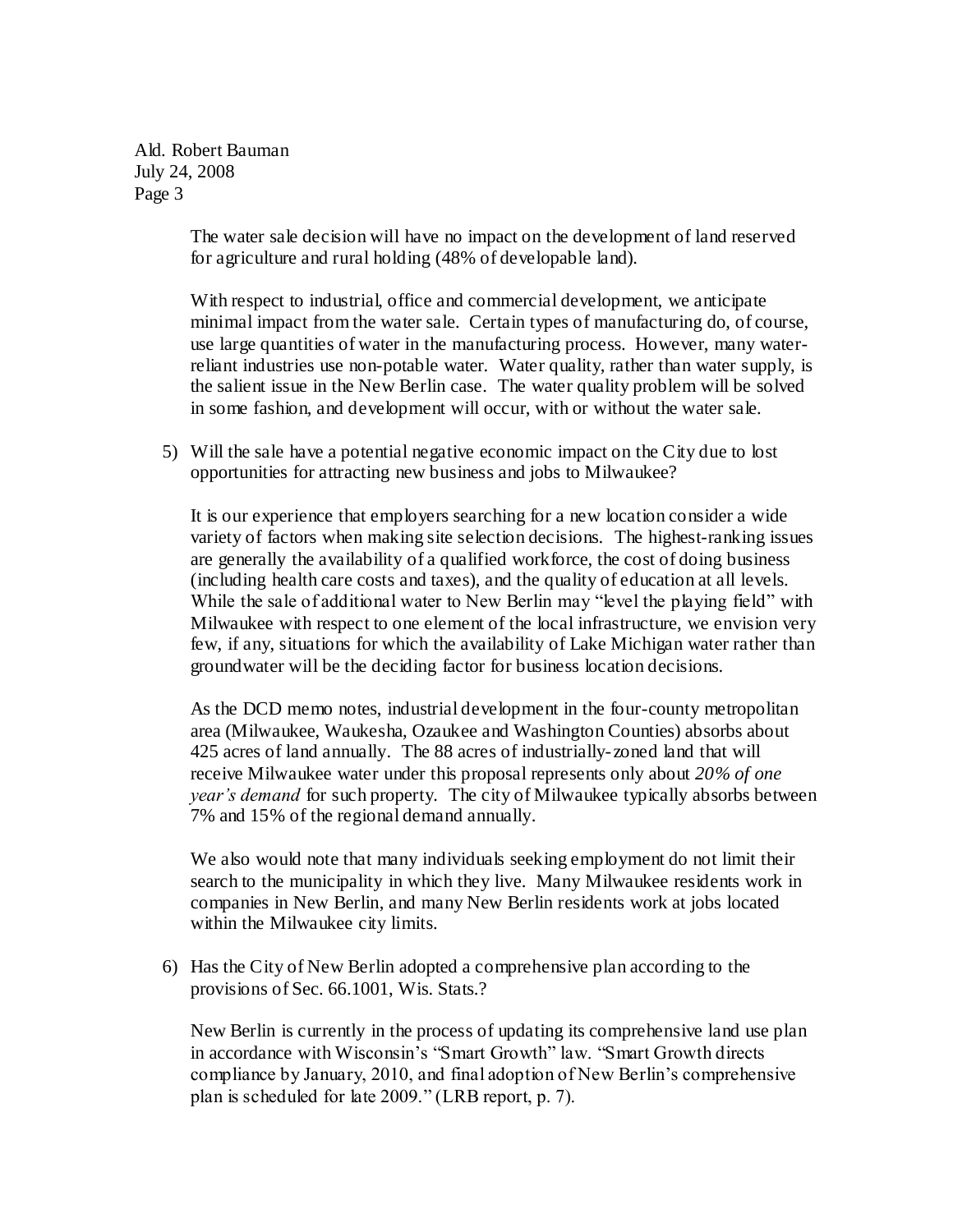The water sale decision will have no impact on the development of land reserved for agriculture and rural holding (48% of developable land).

With respect to industrial, office and commercial development, we anticipate minimal impact from the water sale. Certain types of manufacturing do, of course, use large quantities of water in the manufacturing process. However, many water-reliant industries use non-potable water. Water quality, rather than water supply, is the salient issue in the New Berlin case. The water quality problem will be solved in some fashion, and development will occur, with or without the water sale.

5) Will the sale have a potential negative economic impact on the City due to lost opportunities for attracting new business and jobs to Milwaukee?

   It is our experience that employers searching for a new location consider a wide variety of factors when making site selection decisions. The highest-ranking issues are generally the availability of a qualified workforce, the cost of doing business (including health care costs and taxes), and the quality of education at all levels. While the sale of additional water to New Berlin may "level the playing field" with Milwaukee with respect to one element of the local infrastructure, we envision very few, if any, situations for which the availability of Lake Michigan water rather than groundwater will be the deciding factor for business location decisions.

   As the DCD memo notes, industrial development in the four-county metropolitan area (Milwaukee, Waukesha, Ozaukee and Washington Counties) absorbs about 425 acres of land annually. The 88 acres of industrially-zoned land that will receive Milwaukee water under this proposal represents only about *20% of one year's demand* for such property. The city of Milwaukee typically absorbs between 7% and 15% of the regional demand annually.

   We also would note that many individuals seeking employment do not limit their search to the municipality in which they live. Many Milwaukee residents work in companies in New Berlin, and many New Berlin residents work at jobs located within the Milwaukee city limits.

6) Has the City of New Berlin adopted a comprehensive plan according to the provisions of Sec. 66.1001, Wis. Stats.?

   New Berlin is currently in the process of updating its comprehensive land use plan in accordance with Wisconsin's "Smart Growth" law. "Smart Growth directs compliance by January, 2010, and final adoption of New Berlin's comprehensive plan is scheduled for late 2009." (LRB report, p. 7).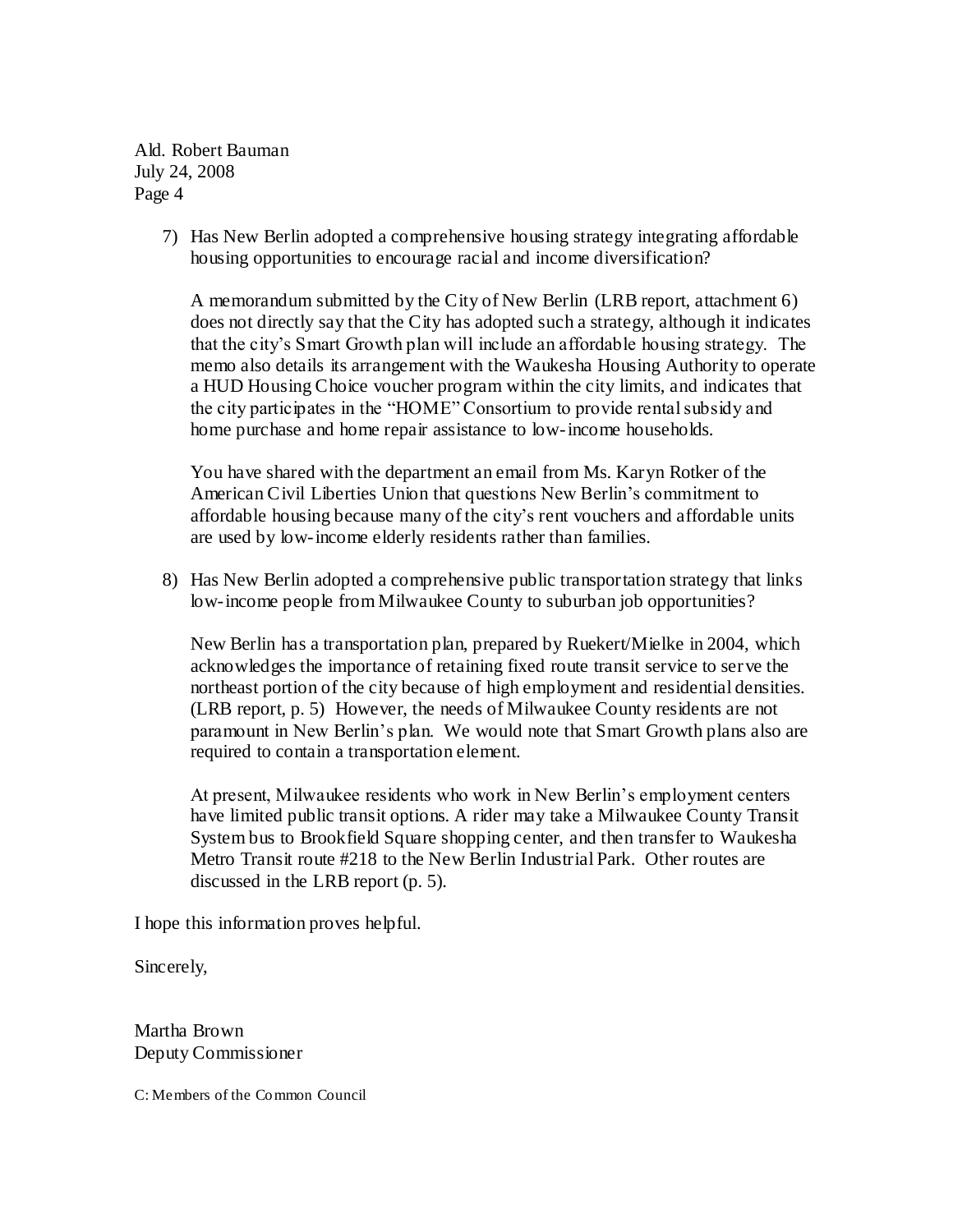7) Has New Berlin adopted a comprehensive housing strategy integrating affordable housing opportunities to encourage racial and income diversification?

   A memorandum submitted by the City of New Berlin (LRB report, attachment 6) does not directly say that the City has adopted such a strategy, although it indicates that the city's Smart Growth plan will include an affordable housing strategy. The memo also details its arrangement with the Waukesha Housing Authority to operate a HUD Housing Choice voucher program within the city limits, and indicates that the city participates in the "HOME" Consortium to provide rental subsidy and home purchase and home repair assistance to low-income households.

   You have shared with the department an email from Ms. Karyn Rotker of the American Civil Liberties Union that questions New Berlin's commitment to affordable housing because many of the city's rent vouchers and affordable units are used by low-income elderly residents rather than families.

8) Has New Berlin adopted a comprehensive public transportation strategy that links low-income people from Milwaukee County to suburban job opportunities?

   New Berlin has a transportation plan, prepared by Ruekert/Mielke in 2004, which acknowledges the importance of retaining fixed route transit service to serve the northeast portion of the city because of high employment and residential densities. (LRB report, p. 5) However, the needs of Milwaukee County residents are not paramount in New Berlin's plan. We would note that Smart Growth plans also are required to contain a transportation element.

   At present, Milwaukee residents who work in New Berlin's employment centers have limited public transit options. A rider may take a Milwaukee County Transit System bus to Brookfield Square shopping center, and then transfer to Waukesha Metro Transit route #218 to the New Berlin Industrial Park. Other routes are discussed in the LRB report (p. 5).

I hope this information proves helpful.

Sincerely,

Martha Brown
Deputy Commissioner

C: Members of the Common Council